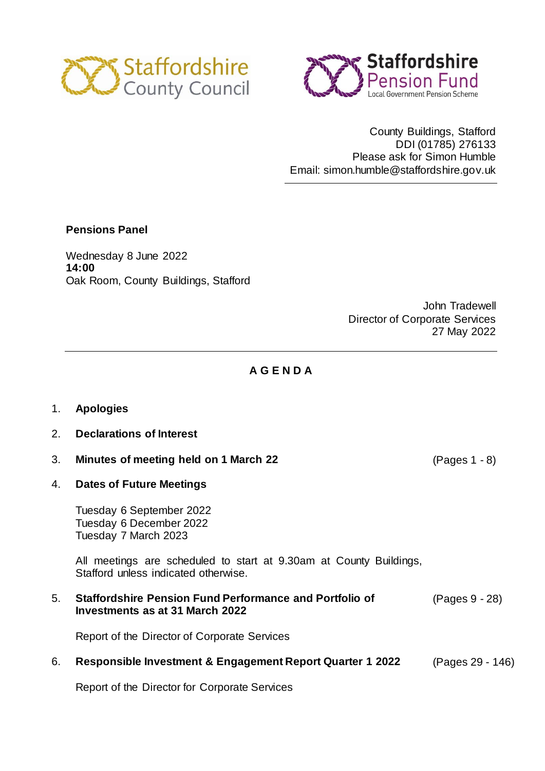Staffordshire County Council

Staffordshire Pension Fund
Local Government Pension Scheme

County Buildings, Stafford
DDI (01785) 276133
Please ask for Simon Humble
Email: simon.humble@staffordshire.gov.uk

---

**Pensions Panel**

Wednesday 8 June 2022
**14:00**
Oak Room, County Buildings, Stafford

John Tradewell
Director of Corporate Services
27 May 2022

---

## A G E N D A

1. **Apologies**

2. **Declarations of Interest**

3. **Minutes of meeting held on 1 March 22** (Pages 1 - 8)

4. **Dates of Future Meetings**

   Tuesday 6 September 2022
   Tuesday 6 December 2022
   Tuesday 7 March 2023

   All meetings are scheduled to start at 9.30am at County Buildings, Stafford unless indicated otherwise.

5. **Staffordshire Pension Fund Performance and Portfolio of Investments as at 31 March 2022** (Pages 9 - 28)

   Report of the Director of Corporate Services

6. **Responsible Investment & Engagement Report Quarter 1 2022** (Pages 29 - 146)

   Report of the Director for Corporate Services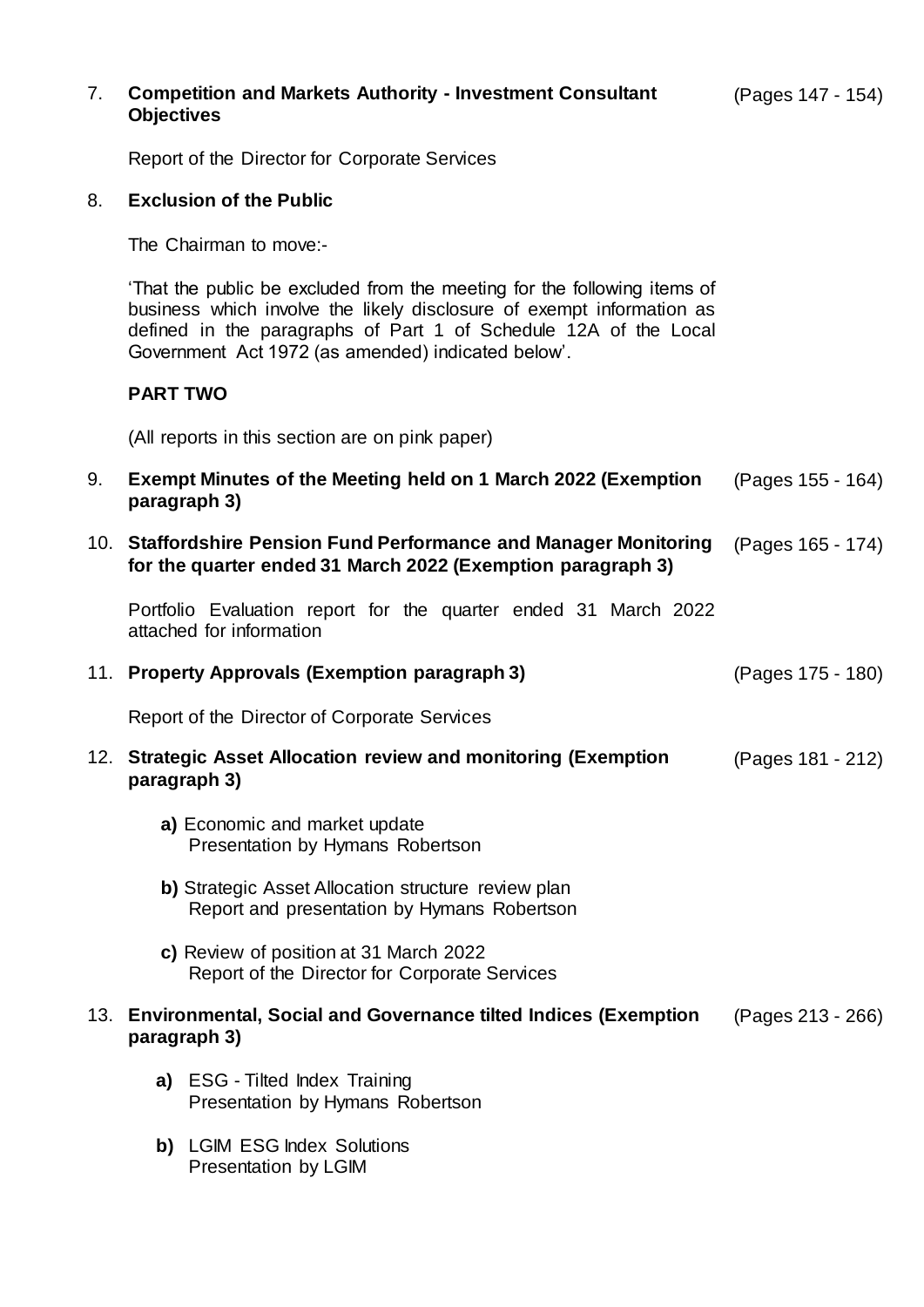7. **Competition and Markets Authority - Investment Consultant Objectives** (Pages 147 - 154)

   Report of the Director for Corporate Services

8. **Exclusion of the Public**

   The Chairman to move:-

   'That the public be excluded from the meeting for the following items of business which involve the likely disclosure of exempt information as defined in the paragraphs of Part 1 of Schedule 12A of the Local Government Act 1972 (as amended) indicated below'.

   **PART TWO**

   (All reports in this section are on pink paper)

9. **Exempt Minutes of the Meeting held on 1 March 2022 (Exemption paragraph 3)** (Pages 155 - 164)

10. **Staffordshire Pension Fund Performance and Manager Monitoring for the quarter ended 31 March 2022 (Exemption paragraph 3)** (Pages 165 - 174)

    Portfolio Evaluation report for the quarter ended 31 March 2022 attached for information

11. **Property Approvals (Exemption paragraph 3)** (Pages 175 - 180)

    Report of the Director of Corporate Services

12. **Strategic Asset Allocation review and monitoring (Exemption paragraph 3)** (Pages 181 - 212)

    **a)** Economic and market update
    Presentation by Hymans Robertson

    **b)** Strategic Asset Allocation structure review plan
    Report and presentation by Hymans Robertson

    **c)** Review of position at 31 March 2022
    Report of the Director for Corporate Services

13. **Environmental, Social and Governance tilted Indices (Exemption paragraph 3)** (Pages 213 - 266)

    **a)** ESG - Tilted Index Training
    Presentation by Hymans Robertson

    **b)** LGIM ESG Index Solutions
    Presentation by LGIM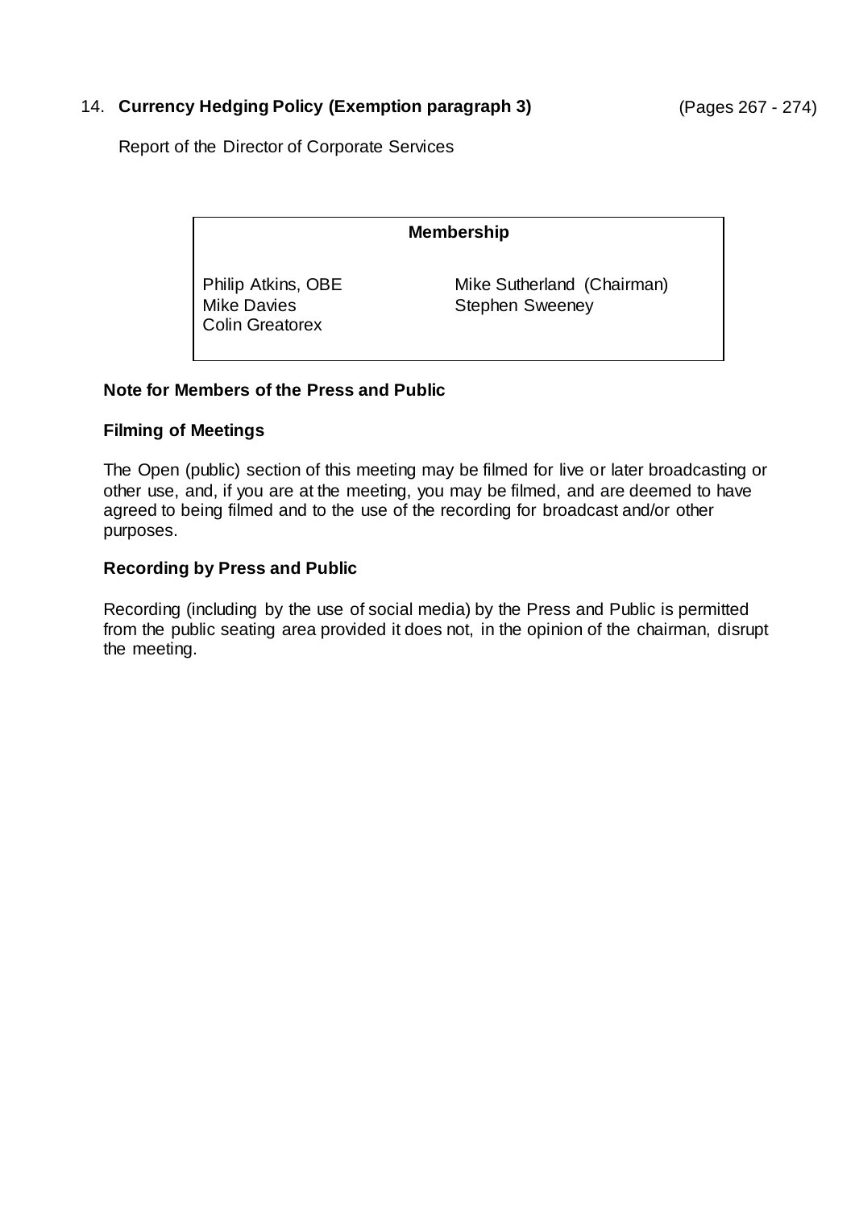14. **Currency Hedging Policy (Exemption paragraph 3)** (Pages 267 - 274)

Report of the Director of Corporate Services

| **Membership** | |
|---|---|
| Philip Atkins, OBE | Mike Sutherland (Chairman) |
| Mike Davies | Stephen Sweeney |
| Colin Greatorex | |

**Note for Members of the Press and Public**

**Filming of Meetings**

The Open (public) section of this meeting may be filmed for live or later broadcasting or other use, and, if you are at the meeting, you may be filmed, and are deemed to have agreed to being filmed and to the use of the recording for broadcast and/or other purposes.

**Recording by Press and Public**

Recording (including by the use of social media) by the Press and Public is permitted from the public seating area provided it does not, in the opinion of the chairman, disrupt the meeting.